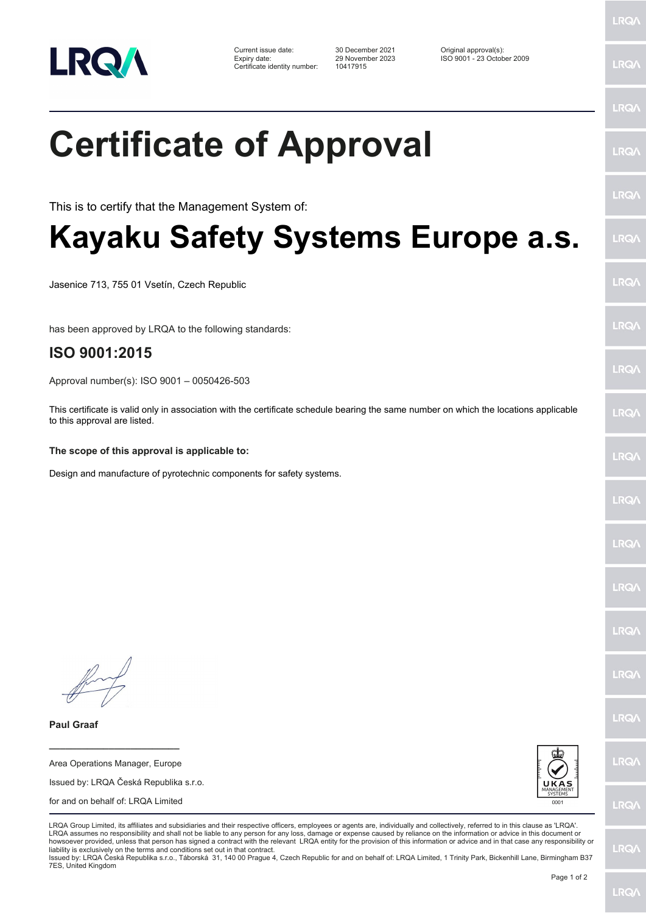| | | |
|---|---|---|
| Current issue date: | 30 December 2021 | Original approval(s): |
| Expiry date: | 29 November 2023 | ISO 9001 - 23 October 2009 |
| Certificate identity number: | 10417915 | |

# Certificate of Approval

This is to certify that the Management System of:

# Kayaku Safety Systems Europe a.s.

Jasenice 713, 755 01 Vsetín, Czech Republic

has been approved by LRQA to the following standards:

## ISO 9001:2015

Approval number(s): ISO 9001 – 0050426-503

This certificate is valid only in association with the certificate schedule bearing the same number on which the locations applicable to this approval are listed.

**The scope of this approval is applicable to:**

Design and manufacture of pyrotechnic components for safety systems.

**Paul Graaf**

Area Operations Manager, Europe

Issued by: LRQA Česká Republika s.r.o.

for and on behalf of: LRQA Limited

UKAS MANAGEMENT SYSTEMS 0001

LRQA Group Limited, its affiliates and subsidiaries and their respective officers, employees or agents are, individually and collectively, referred to in this clause as 'LRQA'. LRQA assumes no responsibility and shall not be liable to any person for any loss, damage or expense caused by reliance on the information or advice in this document or howsoever provided, unless that person has signed a contract with the relevant LRQA entity for the provision of this information or advice and in that case any responsibility or liability is exclusively on the terms and conditions set out in that contract.
Issued by: LRQA Česká Republika s.r.o., Táborská 31, 140 00 Prague 4, Czech Republic for and on behalf of: LRQA Limited, 1 Trinity Park, Bickenhill Lane, Birmingham B37 7ES, United Kingdom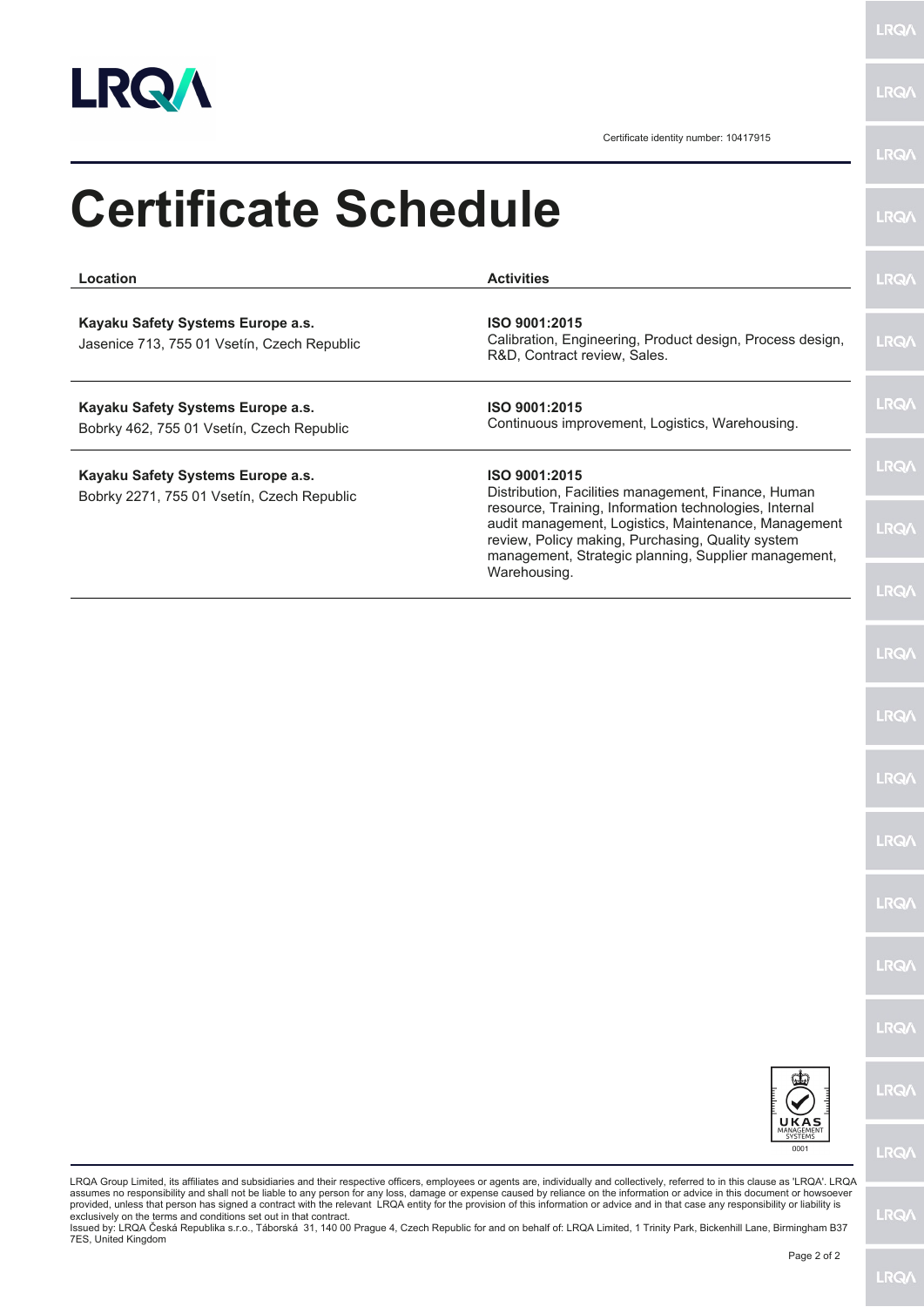Certificate identity number: 10417915

# Certificate Schedule

| Location | Activities |
| --- | --- |
| **Kayaku Safety Systems Europe a.s.**<br>Jasenice 713, 755 01 Vsetín, Czech Republic | **ISO 9001:2015**<br>Calibration, Engineering, Product design, Process design, R&D, Contract review, Sales. |
| **Kayaku Safety Systems Europe a.s.**<br>Bobrky 462, 755 01 Vsetín, Czech Republic | **ISO 9001:2015**<br>Continuous improvement, Logistics, Warehousing. |
| **Kayaku Safety Systems Europe a.s.**<br>Bobrky 2271, 755 01 Vsetín, Czech Republic | **ISO 9001:2015**<br>Distribution, Facilities management, Finance, Human resource, Training, Information technologies, Internal audit management, Logistics, Maintenance, Management review, Policy making, Purchasing, Quality system management, Strategic planning, Supplier management, Warehousing. |

UKAS MANAGEMENT SYSTEMS 0001

LRQA Group Limited, its affiliates and subsidiaries and their respective officers, employees or agents are, individually and collectively, referred to in this clause as 'LRQA'. LRQA assumes no responsibility and shall not be liable to any person for any loss, damage or expense caused by reliance on the information or advice in this document or howsoever provided, unless that person has signed a contract with the relevant LRQA entity for the provision of this information or advice and in that case any responsibility or liability is exclusively on the terms and conditions set out in that contract.
Issued by: LRQA Česká Republika s.r.o., Táborská 31, 140 00 Prague 4, Czech Republic for and on behalf of: LRQA Limited, 1 Trinity Park, Bickenhill Lane, Birmingham B37 7ES, United Kingdom